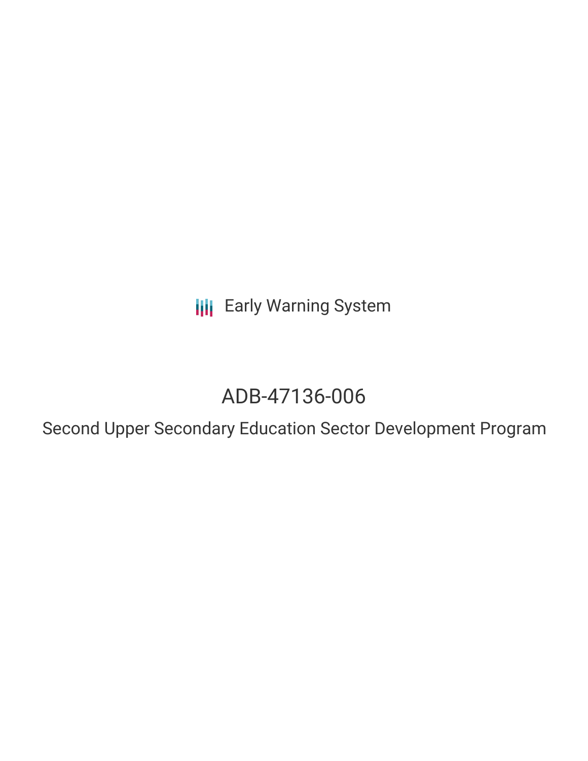Early Warning System

# ADB-47136-006

## Second Upper Secondary Education Sector Development Program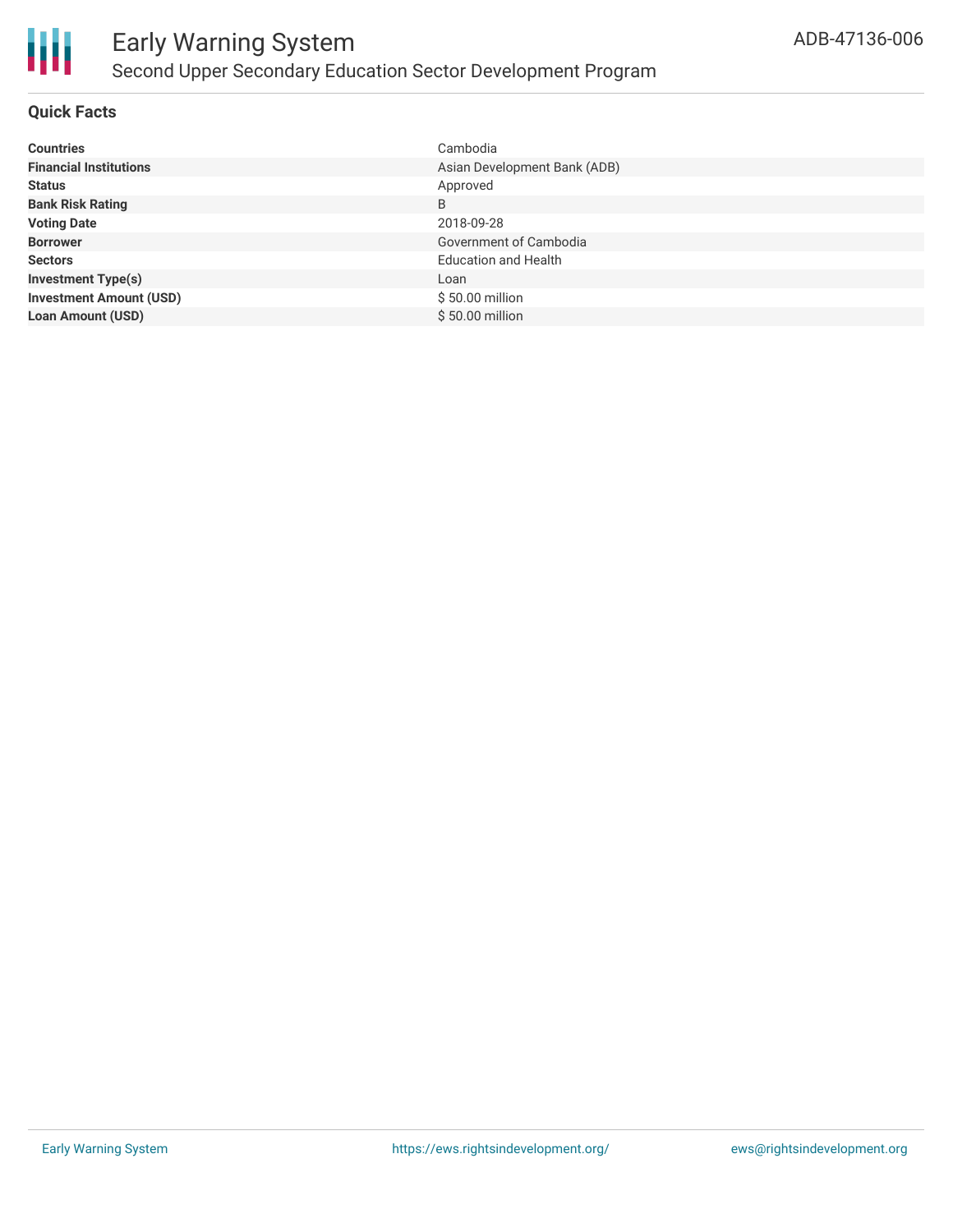# Early Warning System

## Second Upper Secondary Education Sector Development Program

ADB-47136-006

### Quick Facts

| | |
|---|---|
| **Countries** | Cambodia |
| **Financial Institutions** | Asian Development Bank (ADB) |
| **Status** | Approved |
| **Bank Risk Rating** | B |
| **Voting Date** | 2018-09-28 |
| **Borrower** | Government of Cambodia |
| **Sectors** | Education and Health |
| **Investment Type(s)** | Loan |
| **Investment Amount (USD)** | $ 50.00 million |
| **Loan Amount (USD)** | $ 50.00 million |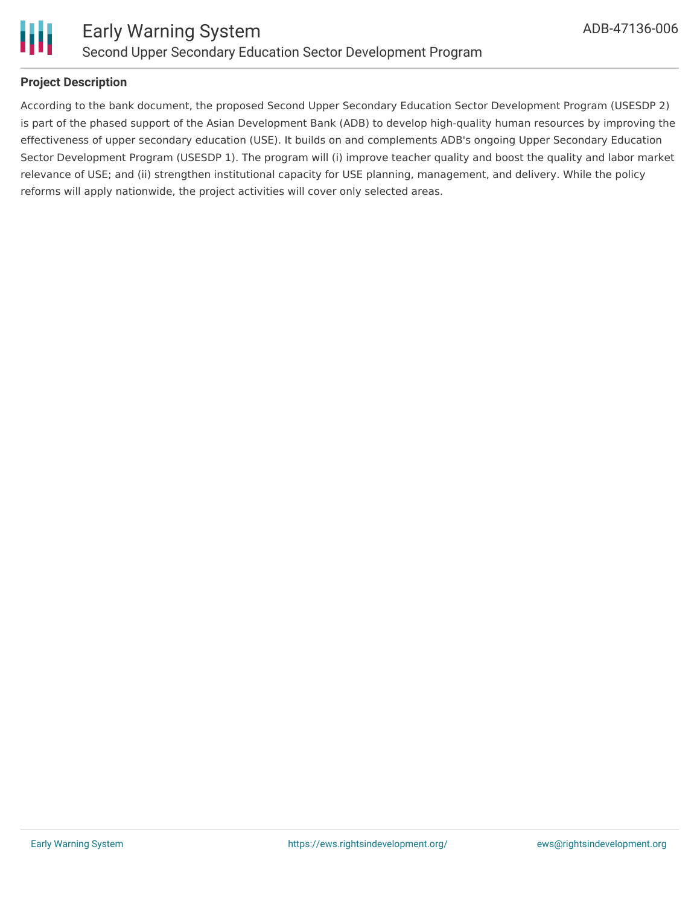## Project Description

According to the bank document, the proposed Second Upper Secondary Education Sector Development Program (USESDP 2) is part of the phased support of the Asian Development Bank (ADB) to develop high-quality human resources by improving the effectiveness of upper secondary education (USE). It builds on and complements ADB's ongoing Upper Secondary Education Sector Development Program (USESDP 1). The program will (i) improve teacher quality and boost the quality and labor market relevance of USE; and (ii) strengthen institutional capacity for USE planning, management, and delivery. While the policy reforms will apply nationwide, the project activities will cover only selected areas.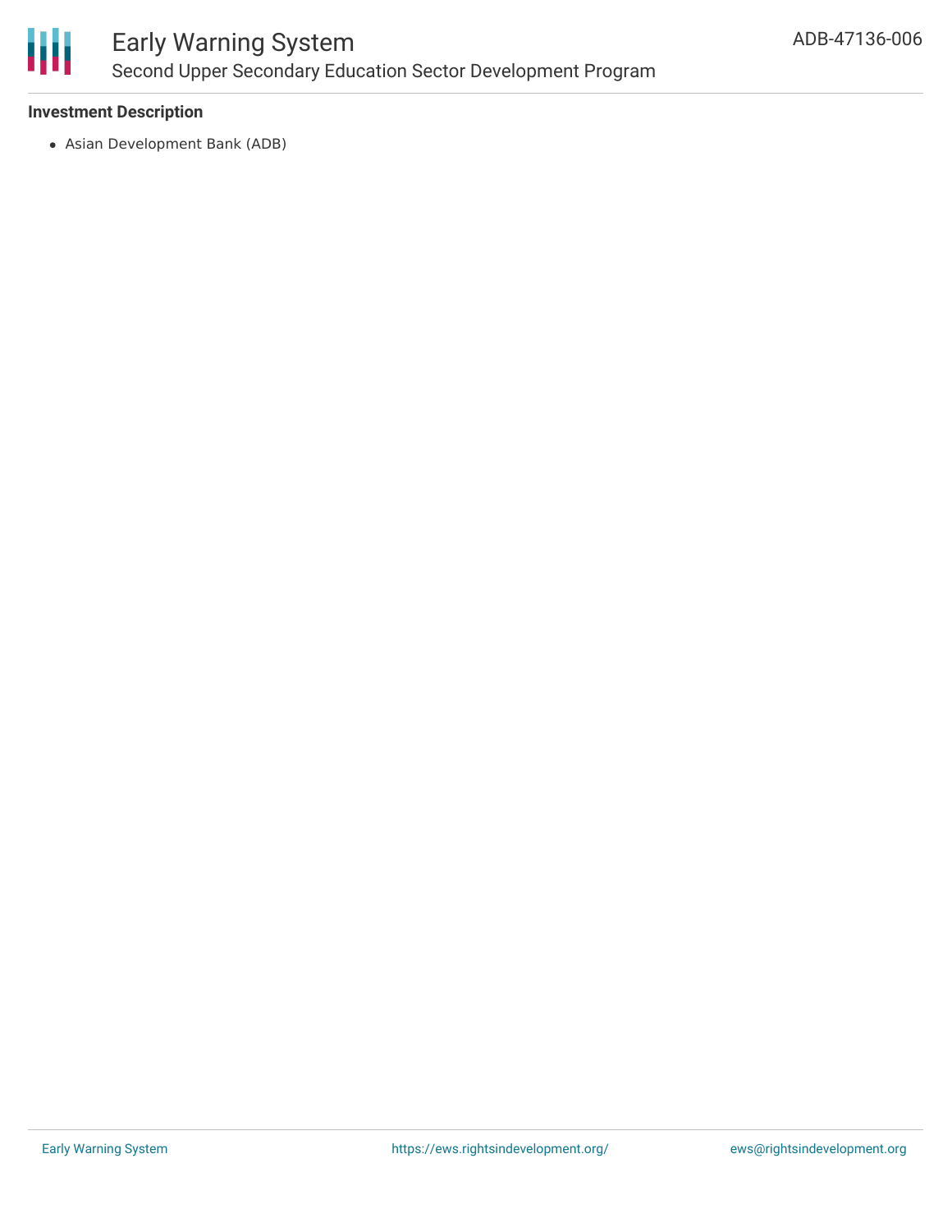### Investment Description

- Asian Development Bank (ADB)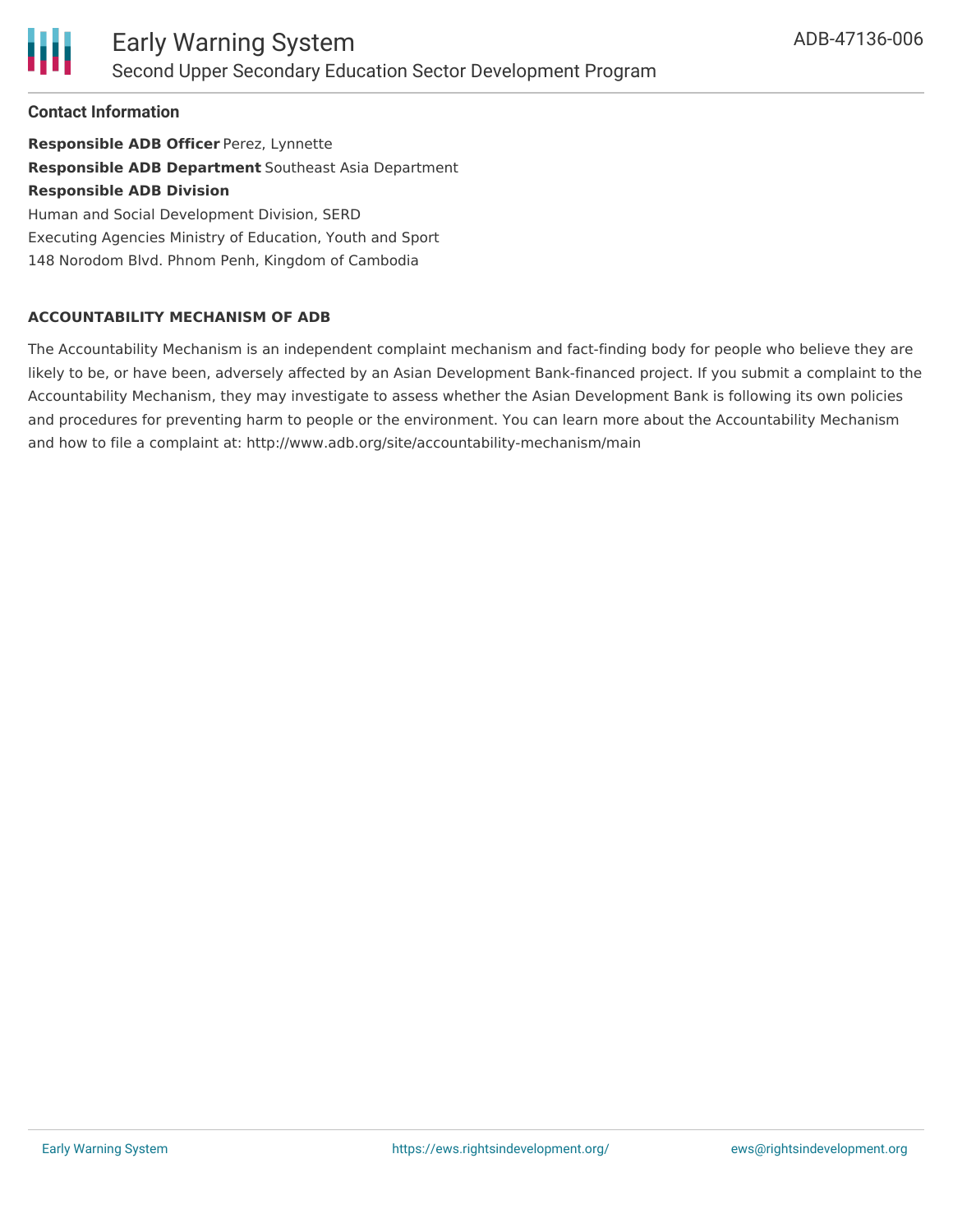### Contact Information

**Responsible ADB Officer** Perez, Lynnette
**Responsible ADB Department** Southeast Asia Department
**Responsible ADB Division**
Human and Social Development Division, SERD
Executing Agencies Ministry of Education, Youth and Sport
148 Norodom Blvd. Phnom Penh, Kingdom of Cambodia

#### ACCOUNTABILITY MECHANISM OF ADB

The Accountability Mechanism is an independent complaint mechanism and fact-finding body for people who believe they are likely to be, or have been, adversely affected by an Asian Development Bank-financed project. If you submit a complaint to the Accountability Mechanism, they may investigate to assess whether the Asian Development Bank is following its own policies and procedures for preventing harm to people or the environment. You can learn more about the Accountability Mechanism and how to file a complaint at: http://www.adb.org/site/accountability-mechanism/main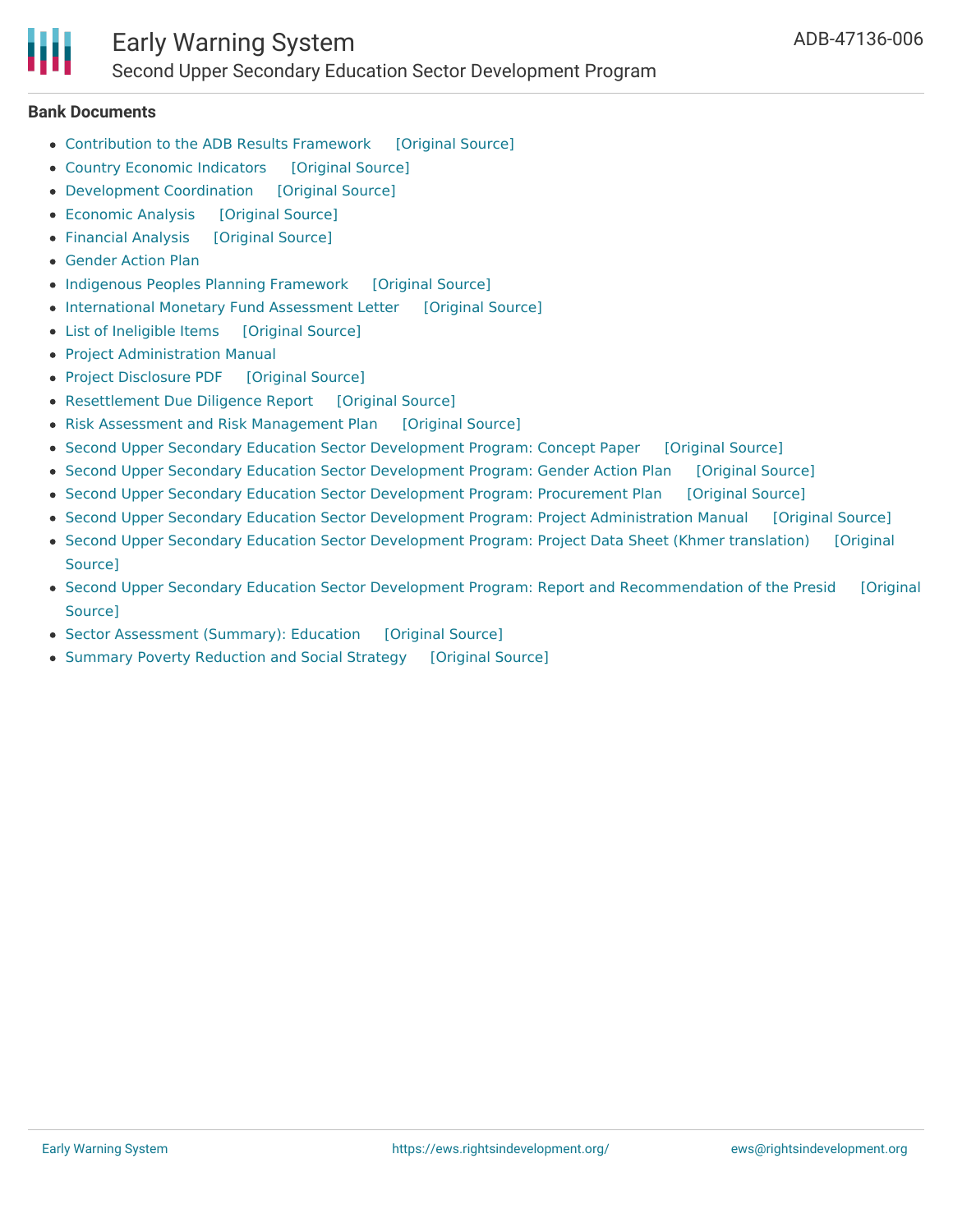### Bank Documents

- Contribution to the ADB Results Framework [Original Source]
- Country Economic Indicators [Original Source]
- Development Coordination [Original Source]
- Economic Analysis [Original Source]
- Financial Analysis [Original Source]
- Gender Action Plan
- Indigenous Peoples Planning Framework [Original Source]
- International Monetary Fund Assessment Letter [Original Source]
- List of Ineligible Items [Original Source]
- Project Administration Manual
- Project Disclosure PDF [Original Source]
- Resettlement Due Diligence Report [Original Source]
- Risk Assessment and Risk Management Plan [Original Source]
- Second Upper Secondary Education Sector Development Program: Concept Paper [Original Source]
- Second Upper Secondary Education Sector Development Program: Gender Action Plan [Original Source]
- Second Upper Secondary Education Sector Development Program: Procurement Plan [Original Source]
- Second Upper Secondary Education Sector Development Program: Project Administration Manual [Original Source]
- Second Upper Secondary Education Sector Development Program: Project Data Sheet (Khmer translation) [Original Source]
- Second Upper Secondary Education Sector Development Program: Report and Recommendation of the Presid [Original Source]
- Sector Assessment (Summary): Education [Original Source]
- Summary Poverty Reduction and Social Strategy [Original Source]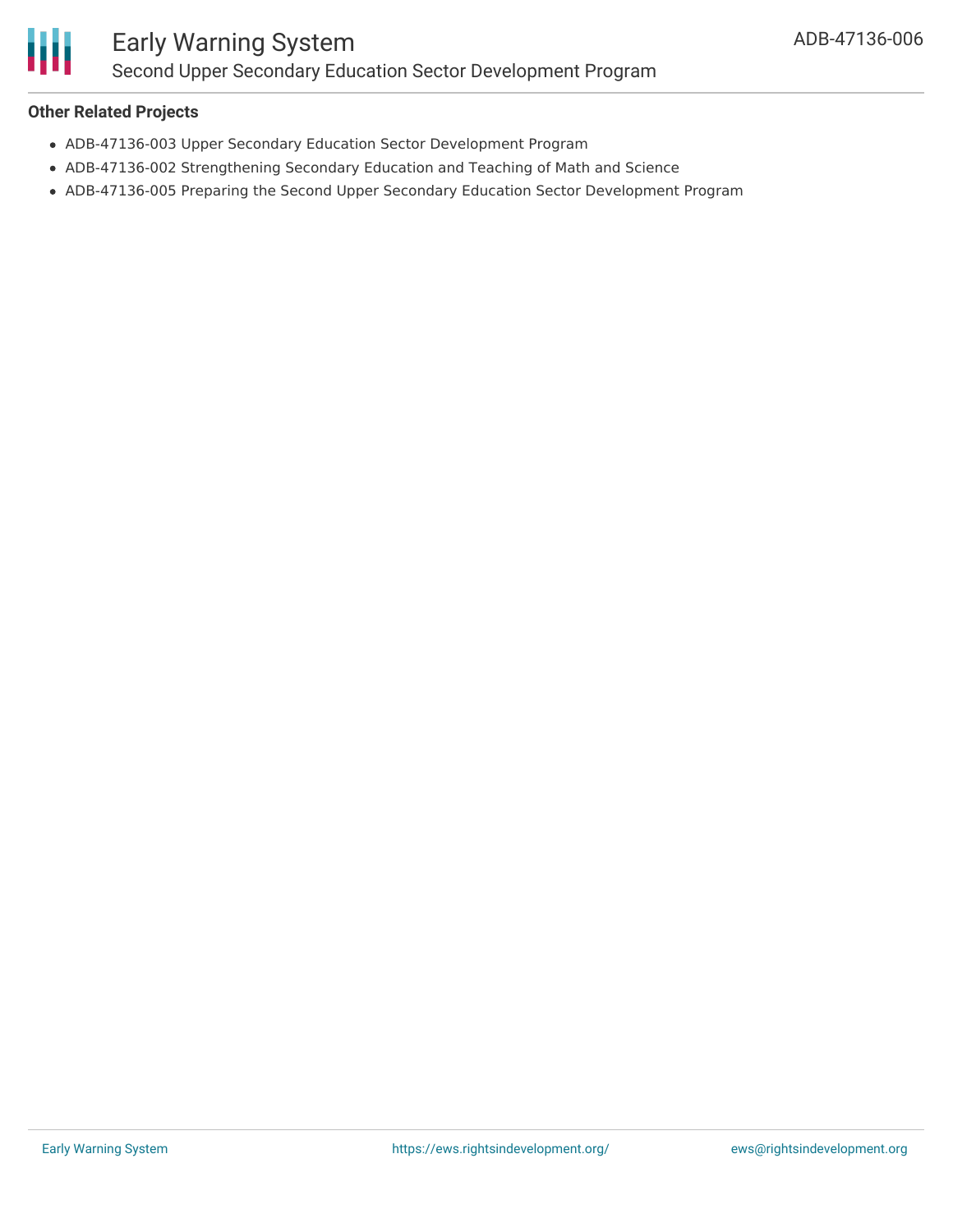**Other Related Projects**

- ADB-47136-003 Upper Secondary Education Sector Development Program
- ADB-47136-002 Strengthening Secondary Education and Teaching of Math and Science
- ADB-47136-005 Preparing the Second Upper Secondary Education Sector Development Program